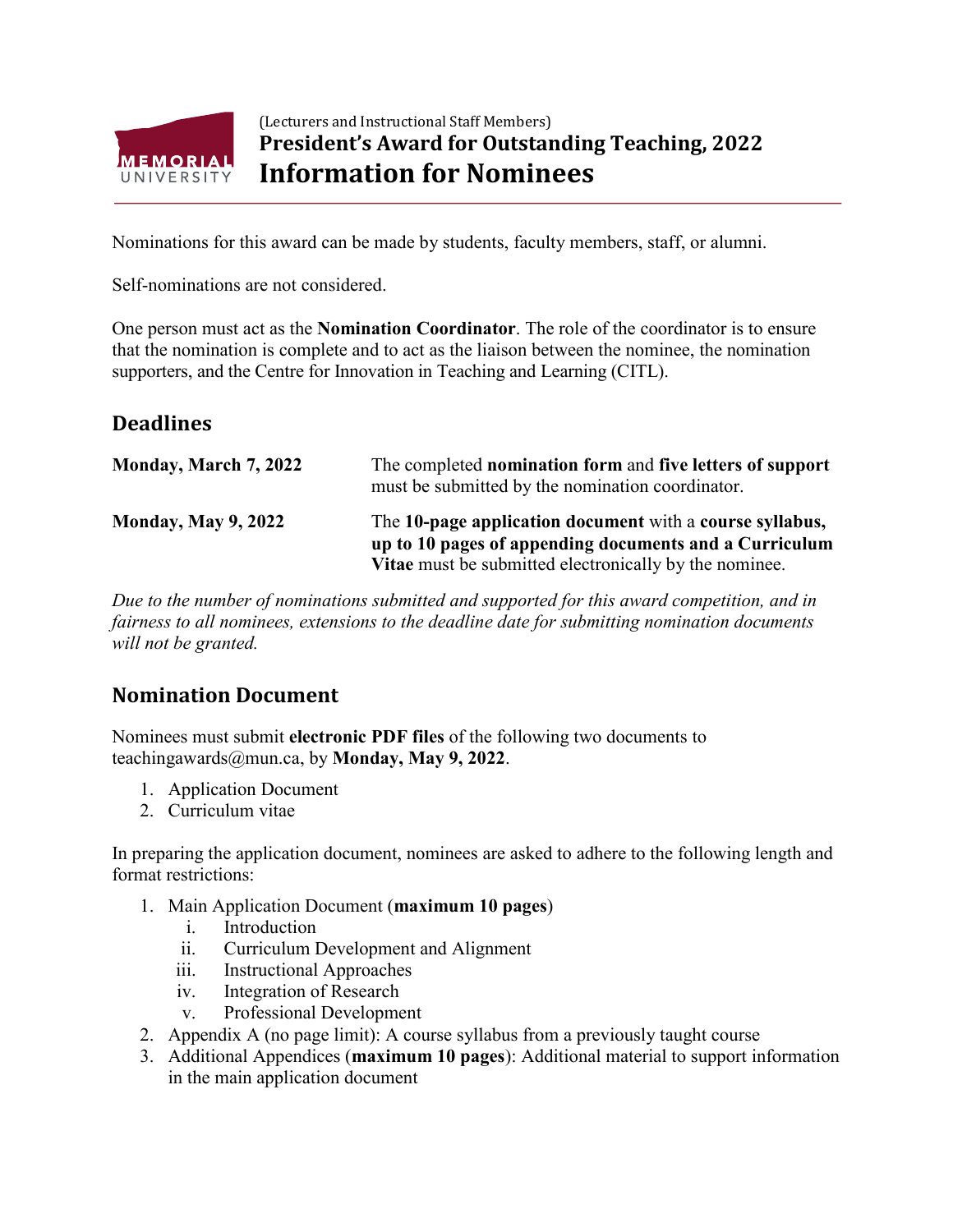(Lecturers and Instructional Staff Members)

**President's Award for Outstanding Teaching, 2022**

# Information for Nominees

Nominations for this award can be made by students, faculty members, staff, or alumni.

Self-nominations are not considered.

One person must act as the **Nomination Coordinator**. The role of the coordinator is to ensure that the nomination is complete and to act as the liaison between the nominee, the nomination supporters, and the Centre for Innovation in Teaching and Learning (CITL).

## Deadlines

| | |
|---|---|
| **Monday, March 7, 2022** | The completed **nomination form** and **five letters of support** must be submitted by the nomination coordinator. |
| **Monday, May 9, 2022** | The **10-page application document** with a **course syllabus, up to 10 pages of appending documents and a Curriculum Vitae** must be submitted electronically by the nominee. |

*Due to the number of nominations submitted and supported for this award competition, and in fairness to all nominees, extensions to the deadline date for submitting nomination documents will not be granted.*

## Nomination Document

Nominees must submit **electronic PDF files** of the following two documents to teachingawards@mun.ca, by **Monday, May 9, 2022**.

1. Application Document
2. Curriculum vitae

In preparing the application document, nominees are asked to adhere to the following length and format restrictions:

1. Main Application Document (**maximum 10 pages**)
   i. Introduction
   ii. Curriculum Development and Alignment
   iii. Instructional Approaches
   iv. Integration of Research
   v. Professional Development
2. Appendix A (no page limit): A course syllabus from a previously taught course
3. Additional Appendices (**maximum 10 pages**): Additional material to support information in the main application document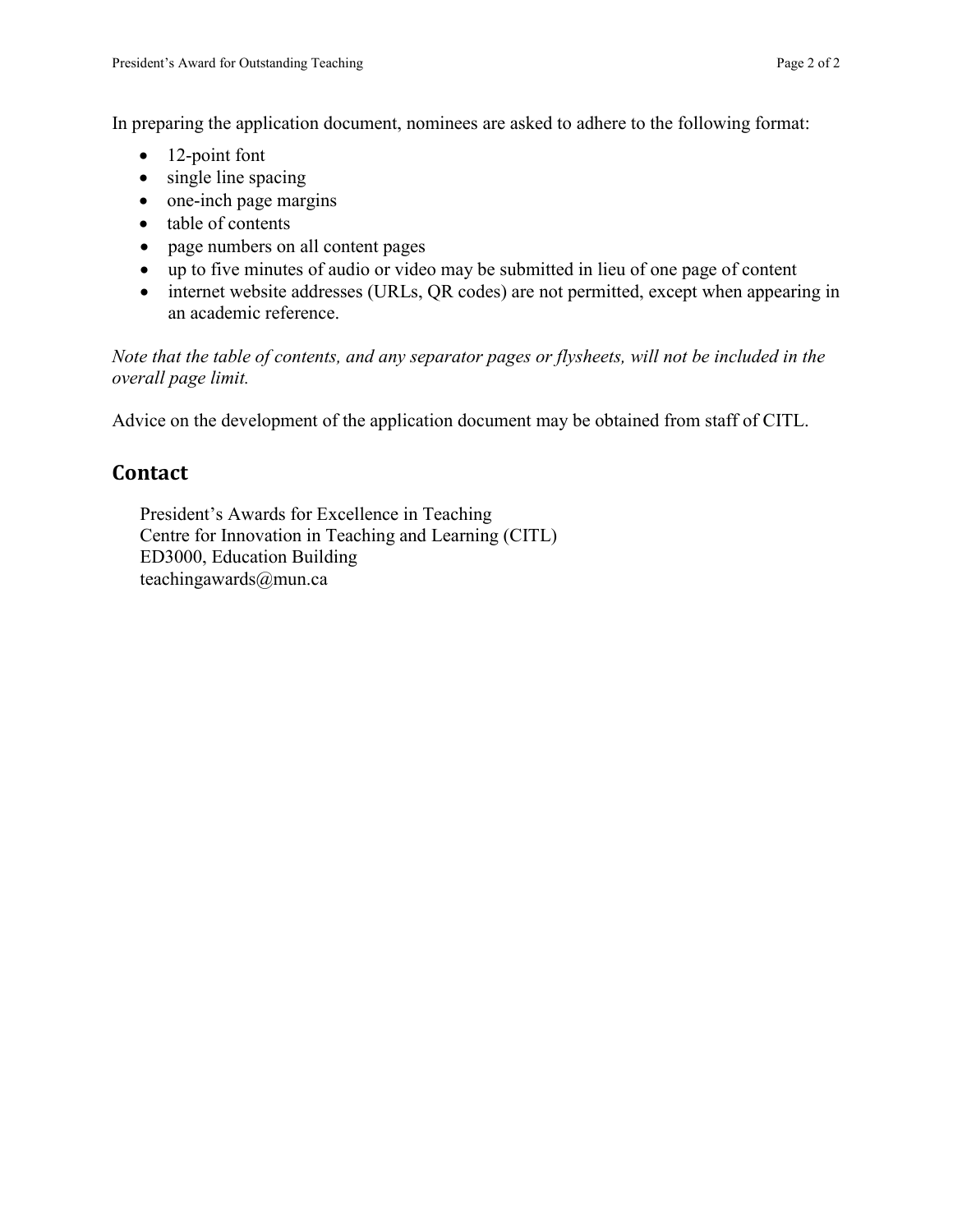In preparing the application document, nominees are asked to adhere to the following format:

- 12-point font
- single line spacing
- one-inch page margins
- table of contents
- page numbers on all content pages
- up to five minutes of audio or video may be submitted in lieu of one page of content
- internet website addresses (URLs, QR codes) are not permitted, except when appearing in an academic reference.

*Note that the table of contents, and any separator pages or flysheets, will not be included in the overall page limit.*

Advice on the development of the application document may be obtained from staff of CITL.

## Contact

President's Awards for Excellence in Teaching
Centre for Innovation in Teaching and Learning (CITL)
ED3000, Education Building
teachingawards@mun.ca